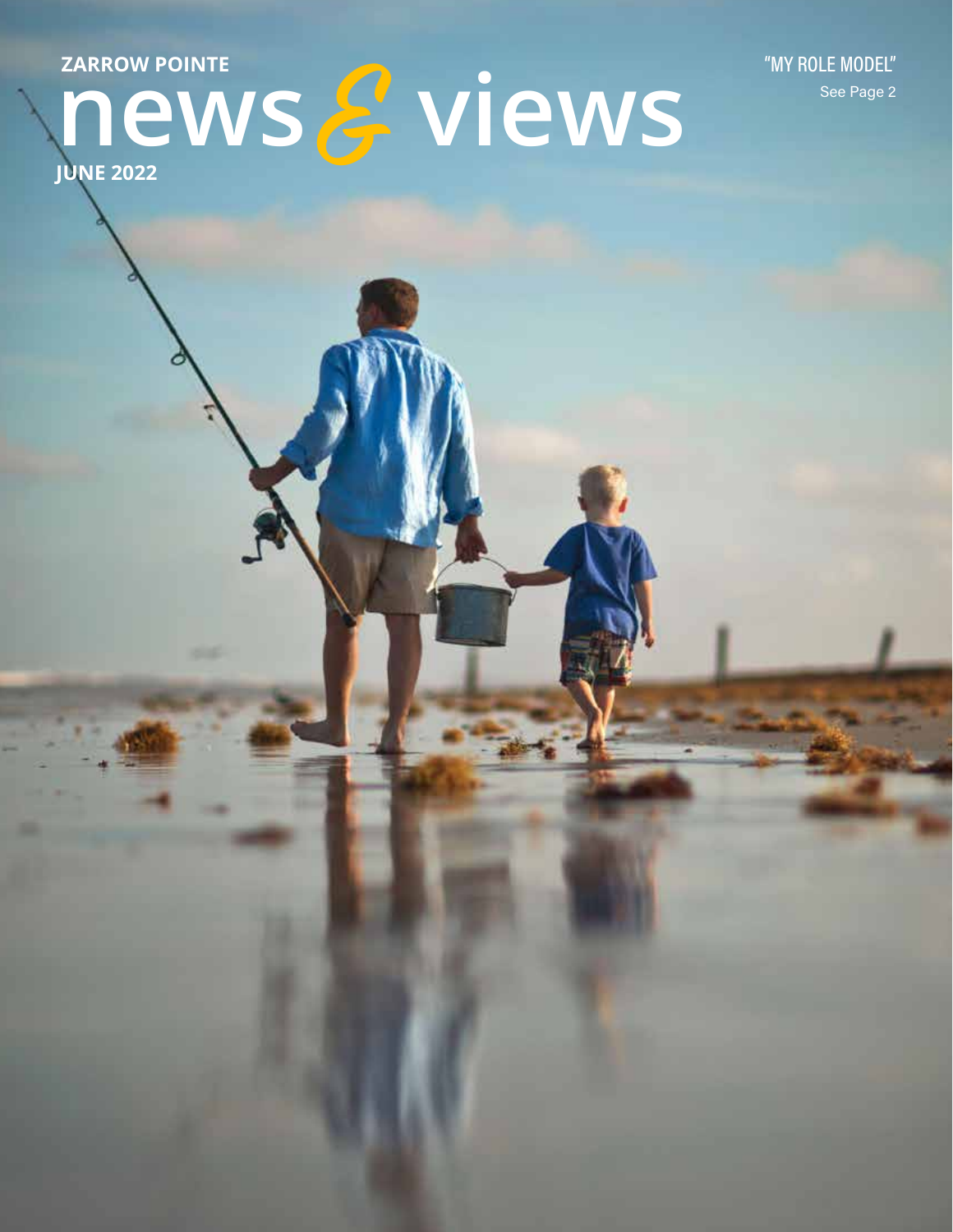ZARROW POINTE

# news & views

JUNE 2022

"MY ROLE MODEL"

See Page 2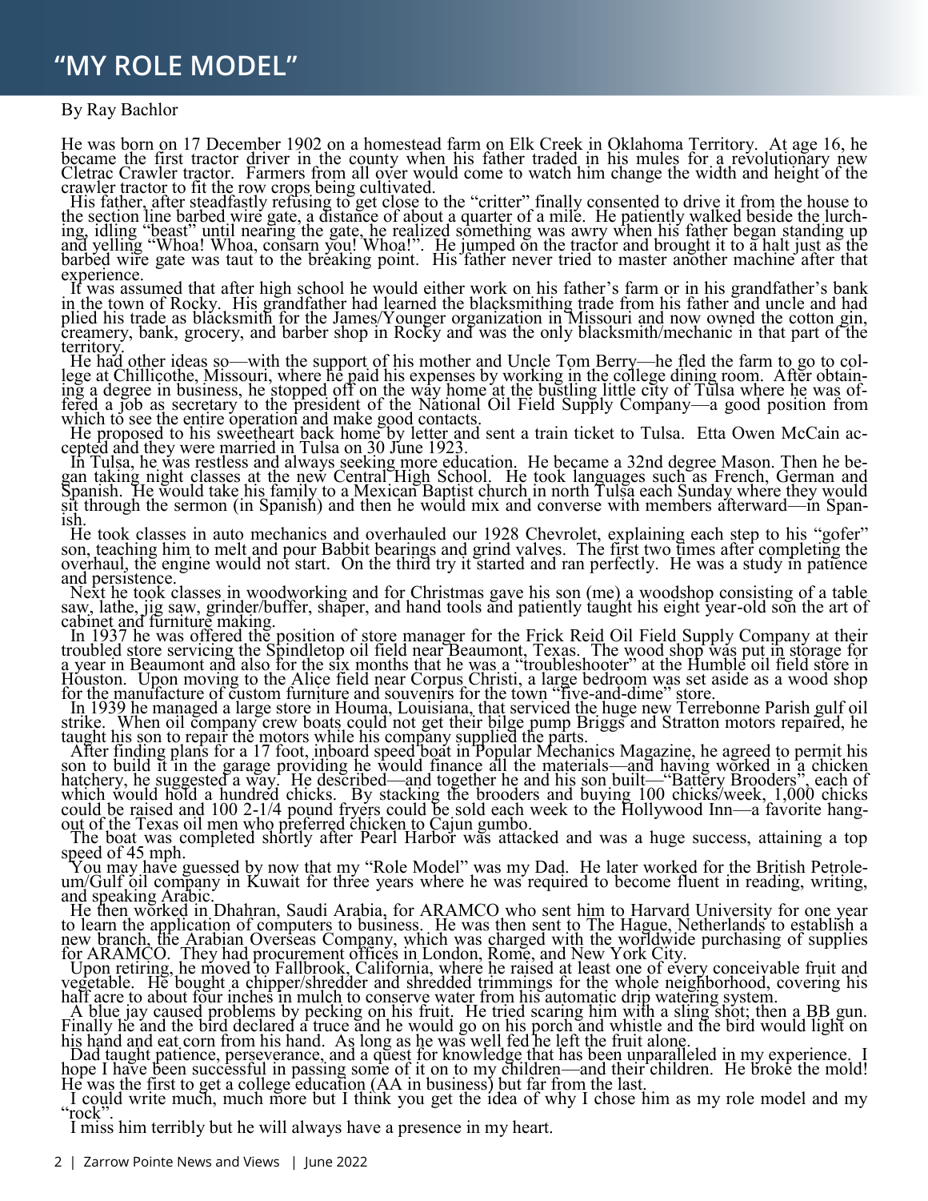# "MY ROLE MODEL"

By Ray Bachlor

He was born on 17 December 1902 on a homestead farm on Elk Creek in Oklahoma Territory. At age 16, he became the first tractor driver in the county when his father traded in his mules for a revolutionary new Cletrac Crawler tractor. Farmers from all over would come to watch him change the width and height of the crawler tractor to fit the row crops being cultivated.

His father, after steadfastly refusing to get close to the "critter" finally consented to drive it from the house to the section line barbed wire gate, a distance of about a quarter of a mile. He patiently walked beside the lurching, idling "beast" until nearing the gate, he realized something was awry when his father began standing up and yelling "Whoa! Whoa, consarn you! Whoa!". He jumped on the tractor and brought it to a halt just as the barbed wire gate was taut to the breaking point. His father never tried to master another machine after that experience.

It was assumed that after high school he would either work on his father's farm or in his grandfather's bank in the town of Rocky. His grandfather had learned the blacksmithing trade from his father and uncle and had plied his trade as blacksmith for the James/Younger organization in Missouri and now owned the cotton gin, creamery, bank, grocery, and barber shop in Rocky and was the only blacksmith/mechanic in that part of the territory.

He had other ideas so—with the support of his mother and Uncle Tom Berry—he fled the farm to go to college at Chillicothe, Missouri, where he paid his expenses by working in the college dining room. After obtaining a degree in business, he stopped off on the way home at the bustling little city of Tulsa where he was offered a job as secretary to the president of the National Oil Field Supply Company—a good position from which to see the entire operation and make good contacts.

He proposed to his sweetheart back home by letter and sent a train ticket to Tulsa. Etta Owen McCain accepted and they were married in Tulsa on 30 June 1923.

In Tulsa, he was restless and always seeking more education. He became a 32nd degree Mason. Then he began taking night classes at the new Central High School. He took languages such as French, German and Spanish. He would take his family to a Mexican Baptist church in north Tulsa each Sunday where they would sit through the sermon (in Spanish) and then he would mix and converse with members afterward—in Spanish.

He took classes in auto mechanics and overhauled our 1928 Chevrolet, explaining each step to his "gofer" son, teaching him to melt and pour Babbit bearings and grind valves. The first two times after completing the overhaul, the engine would not start. On the third try it started and ran perfectly. He was a study in patience and persistence.

Next he took classes in woodworking and for Christmas gave his son (me) a woodshop consisting of a table saw, lathe, jig saw, grinder/buffer, shaper, and hand tools and patiently taught his eight year-old son the art of cabinet and furniture making.

In 1937 he was offered the position of store manager for the Frick Reid Oil Field Supply Company at their troubled store servicing the Spindletop oil field near Beaumont, Texas. The wood shop was put in storage for a year in Beaumont and also for the six months that he was a "troubleshooter" at the Humble oil field store in Houston. Upon moving to the Alice field near Corpus Christi, a large bedroom was set aside as a wood shop for the manufacture of custom furniture and souvenirs for the town "five-and-dime" store.

In 1939 he managed a large store in Houma, Louisiana, that serviced the huge new Terrebonne Parish gulf oil strike. When oil company crew boats could not get their bilge pump Briggs and Stratton motors repaired, he taught his son to repair the motors while his company supplied the parts.

After finding plans for a 17 foot, inboard speed boat in Popular Mechanics Magazine, he agreed to permit his son to build it in the garage providing he would finance all the materials—and having worked in a chicken hatchery, he suggested a way. He described—and together he and his son built—"Battery Brooders", each of which would hold a hundred chicks. By stacking the brooders and buying 100 chicks/week, 1,000 chicks could be raised and 100 2-1/4 pound fryers could be sold each week to the Hollywood Inn—a favorite hang-out of the Texas oil men who preferred chicken to Cajun gumbo.

The boat was completed shortly after Pearl Harbor was attacked and was a huge success, attaining a top speed of 45 mph.

You may have guessed by now that my "Role Model" was my Dad. He later worked for the British Petroleum/Gulf oil company in Kuwait for three years where he was required to become fluent in reading, writing, and speaking Arabic.

He then worked in Dhahran, Saudi Arabia, for ARAMCO who sent him to Harvard University for one year to learn the application of computers to business. He was then sent to The Hague, Netherlands to establish a new branch, the Arabian Overseas Company, which was charged with the worldwide purchasing of supplies for ARAMCO. They had procurement offices in London, Rome, and New York City.

Upon retiring, he moved to Fallbrook, California, where he raised at least one of every conceivable fruit and vegetable. He bought a chipper/shredder and shredded trimmings for the whole neighborhood, covering his half acre to about four inches in mulch to conserve water from his automatic drip watering system.

A blue jay caused problems by pecking on his fruit. He tried scaring him with a sling shot; then a BB gun. Finally he and the bird declared a truce and he would go on his porch and whistle and the bird would light on his hand and eat corn from his hand. As long as he was well fed he left the fruit alone.

Dad taught patience, perseverance, and a quest for knowledge that has been unparalleled in my experience. I hope I have been successful in passing some of it on to my children—and their children. He broke the mold! He was the first to get a college education (AA in business) but far from the last.

I could write much, much more but I think you get the idea of why I chose him as my role model and my "rock".

I miss him terribly but he will always have a presence in my heart.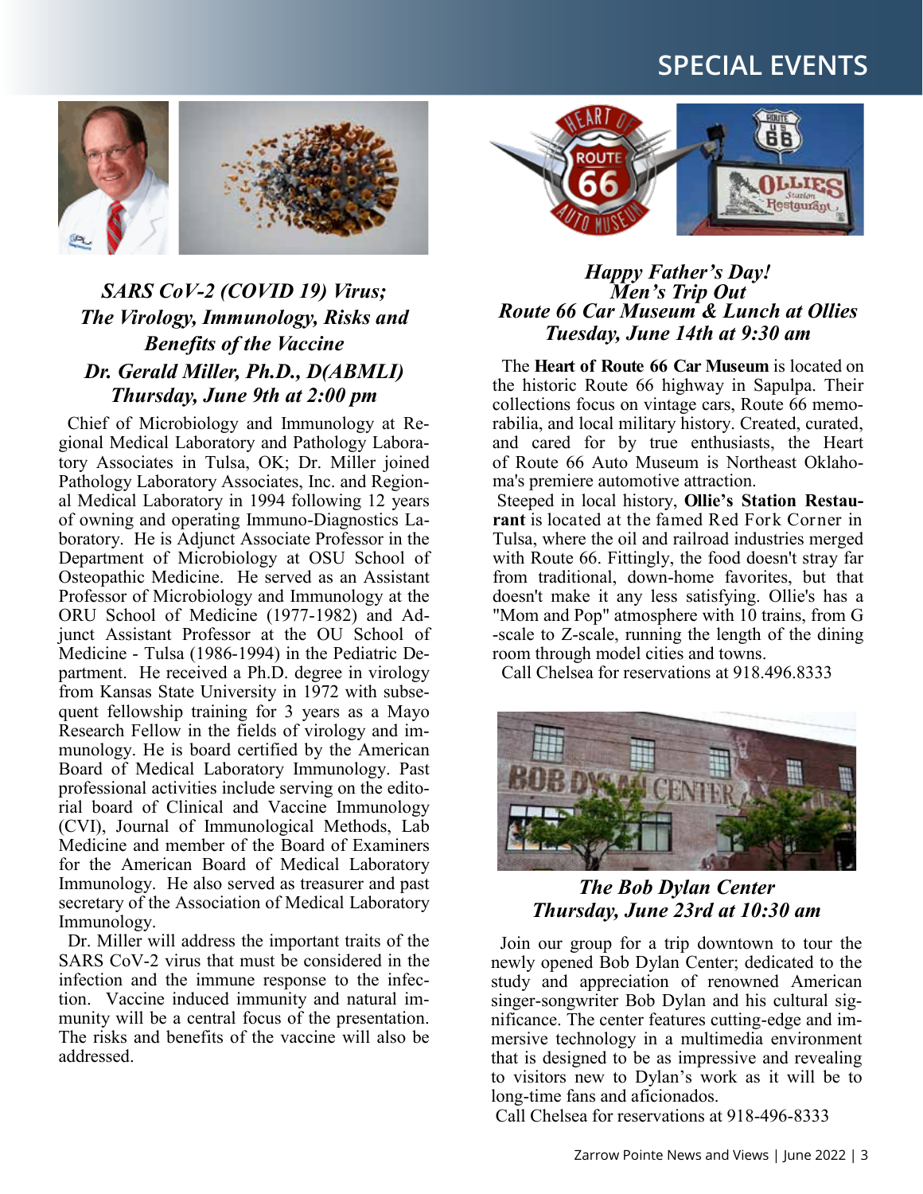# SPECIAL EVENTS

### *SARS CoV-2 (COVID 19) Virus; The Virology, Immunology, Risks and Benefits of the Vaccine*
### *Dr. Gerald Miller, Ph.D., D(ABMLI)*
### *Thursday, June 9th at 2:00 pm*

Chief of Microbiology and Immunology at Regional Medical Laboratory and Pathology Laboratory Associates in Tulsa, OK; Dr. Miller joined Pathology Laboratory Associates, Inc. and Regional Medical Laboratory in 1994 following 12 years of owning and operating Immuno-Diagnostics Laboratory. He is Adjunct Associate Professor in the Department of Microbiology at OSU School of Osteopathic Medicine. He served as an Assistant Professor of Microbiology and Immunology at the ORU School of Medicine (1977-1982) and Adjunct Assistant Professor at the OU School of Medicine - Tulsa (1986-1994) in the Pediatric Department. He received a Ph.D. degree in virology from Kansas State University in 1972 with subsequent fellowship training for 3 years as a Mayo Research Fellow in the fields of virology and immunology. He is board certified by the American Board of Medical Laboratory Immunology. Past professional activities include serving on the editorial board of Clinical and Vaccine Immunology (CVI), Journal of Immunological Methods, Lab Medicine and member of the Board of Examiners for the American Board of Medical Laboratory Immunology. He also served as treasurer and past secretary of the Association of Medical Laboratory Immunology.

Dr. Miller will address the important traits of the SARS CoV-2 virus that must be considered in the infection and the immune response to the infection. Vaccine induced immunity and natural immunity will be a central focus of the presentation. The risks and benefits of the vaccine will also be addressed.

### *Happy Father's Day! Men's Trip Out*
### *Route 66 Car Museum & Lunch at Ollies*
### *Tuesday, June 14th at 9:30 am*

The **Heart of Route 66 Car Museum** is located on the historic Route 66 highway in Sapulpa. Their collections focus on vintage cars, Route 66 memorabilia, and local military history. Created, curated, and cared for by true enthusiasts, the Heart of Route 66 Auto Museum is Northeast Oklahoma's premiere automotive attraction.

Steeped in local history, **Ollie's Station Restaurant** is located at the famed Red Fork Corner in Tulsa, where the oil and railroad industries merged with Route 66. Fittingly, the food doesn't stray far from traditional, down-home favorites, but that doesn't make it any less satisfying. Ollie's has a "Mom and Pop" atmosphere with 10 trains, from G-scale to Z-scale, running the length of the dining room through model cities and towns.

Call Chelsea for reservations at 918.496.8333

### *The Bob Dylan Center*
### *Thursday, June 23rd at 10:30 am*

Join our group for a trip downtown to tour the newly opened Bob Dylan Center; dedicated to the study and appreciation of renowned American singer-songwriter Bob Dylan and his cultural significance. The center features cutting-edge and immersive technology in a multimedia environment that is designed to be as impressive and revealing to visitors new to Dylan's work as it will be to long-time fans and aficionados.

Call Chelsea for reservations at 918-496-8333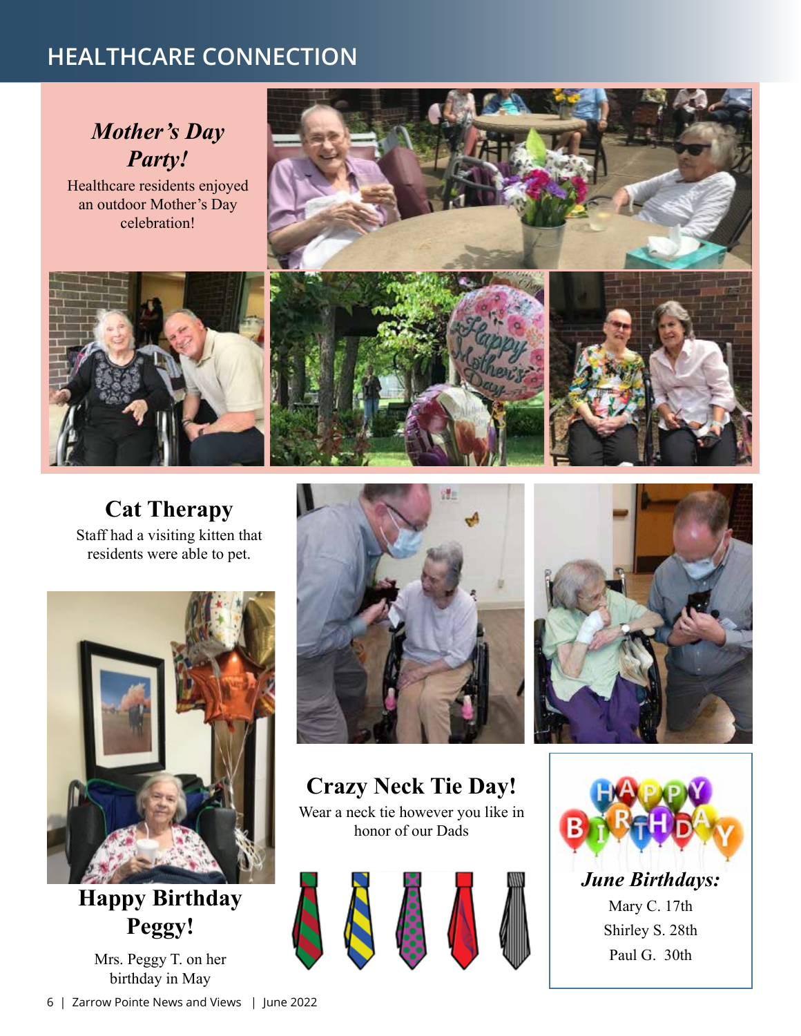# HEALTHCARE CONNECTION

## *Mother's Day Party!*

Healthcare residents enjoyed an outdoor Mother's Day celebration!

## Cat Therapy

Staff had a visiting kitten that residents were able to pet.

## Happy Birthday Peggy!

Mrs. Peggy T. on her birthday in May

## Crazy Neck Tie Day!

Wear a neck tie however you like in honor of our Dads

## *June Birthdays:*

Mary C. 17th

Shirley S. 28th

Paul G. 30th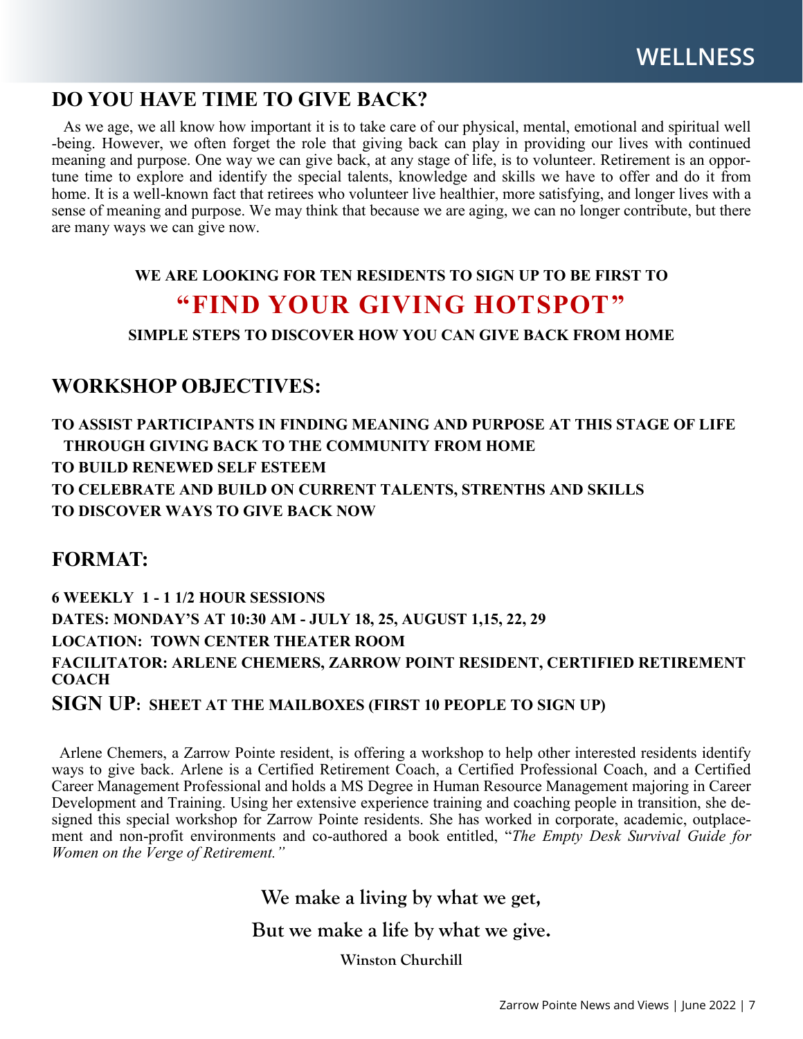# DO YOU HAVE TIME TO GIVE BACK?

As we age, we all know how important it is to take care of our physical, mental, emotional and spiritual well-being. However, we often forget the role that giving back can play in providing our lives with continued meaning and purpose. One way we can give back, at any stage of life, is to volunteer. Retirement is an opportune time to explore and identify the special talents, knowledge and skills we have to offer and do it from home. It is a well-known fact that retirees who volunteer live healthier, more satisfying, and longer lives with a sense of meaning and purpose. We may think that because we are aging, we can no longer contribute, but there are many ways we can give now.

**WE ARE LOOKING FOR TEN RESIDENTS TO SIGN UP TO BE FIRST TO**

## "FIND YOUR GIVING HOTSPOT"

**SIMPLE STEPS TO DISCOVER HOW YOU CAN GIVE BACK FROM HOME**

## WORKSHOP OBJECTIVES:

**TO ASSIST PARTICIPANTS IN FINDING MEANING AND PURPOSE AT THIS STAGE OF LIFE THROUGH GIVING BACK TO THE COMMUNITY FROM HOME**
**TO BUILD RENEWED SELF ESTEEM**
**TO CELEBRATE AND BUILD ON CURRENT TALENTS, STRENTHS AND SKILLS**
**TO DISCOVER WAYS TO GIVE BACK NOW**

## FORMAT:

**6 WEEKLY 1 - 1 1/2 HOUR SESSIONS**
**DATES: MONDAY'S AT 10:30 AM - JULY 18, 25, AUGUST 1,15, 22, 29**
**LOCATION: TOWN CENTER THEATER ROOM**
**FACILITATOR: ARLENE CHEMERS, ZARROW POINT RESIDENT, CERTIFIED RETIREMENT COACH**
**SIGN UP: SHEET AT THE MAILBOXES (FIRST 10 PEOPLE TO SIGN UP)**

Arlene Chemers, a Zarrow Pointe resident, is offering a workshop to help other interested residents identify ways to give back. Arlene is a Certified Retirement Coach, a Certified Professional Coach, and a Certified Career Management Professional and holds a MS Degree in Human Resource Management majoring in Career Development and Training. Using her extensive experience training and coaching people in transition, she designed this special workshop for Zarrow Pointe residents. She has worked in corporate, academic, outplacement and non-profit environments and co-authored a book entitled, "*The Empty Desk Survival Guide for Women on the Verge of Retirement.*"

**We make a living by what we get,**

**But we make a life by what we give.**

**Winston Churchill**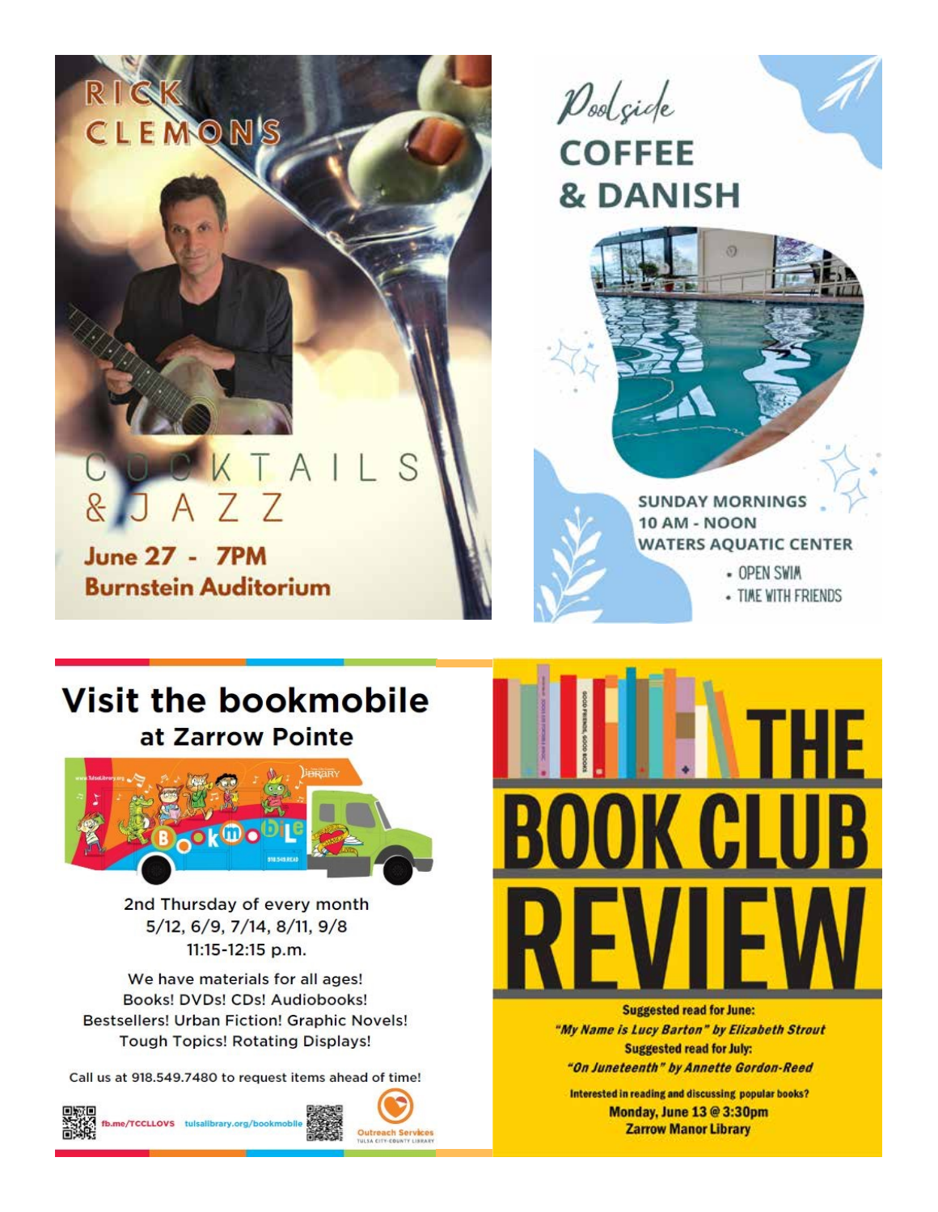# RICK CLEMONS

## COCKTAILS & JAZZ

**June 27 - 7PM**
**Burnstein Auditorium**

# *Poolside* COFFEE & DANISH

SUNDAY MORNINGS
10 AM - NOON
WATERS AQUATIC CENTER

- OPEN SWIM
- TIME WITH FRIENDS

# Visit the bookmobile

## at Zarrow Pointe

2nd Thursday of every month
5/12, 6/9, 7/14, 8/11, 9/8
11:15-12:15 p.m.

We have materials for all ages!
Books! DVDs! CDs! Audiobooks!
Bestsellers! Urban Fiction! Graphic Novels!
Tough Topics! Rotating Displays!

Call us at 918.549.7480 to request items ahead of time!

fb.me/TCCLLOVS tulsalibrary.org/bookmobile

Outreach Services
TULSA CITY-COUNTY LIBRARY

# THE BOOK CLUB REVIEW

**Suggested read for June:**
***"My Name is Lucy Barton" by Elizabeth Strout***
**Suggested read for July:**
***"On Juneteenth" by Annette Gordon-Reed***

**Interested in reading and discussing popular books?**
**Monday, June 13 @ 3:30pm**
**Zarrow Manor Library**